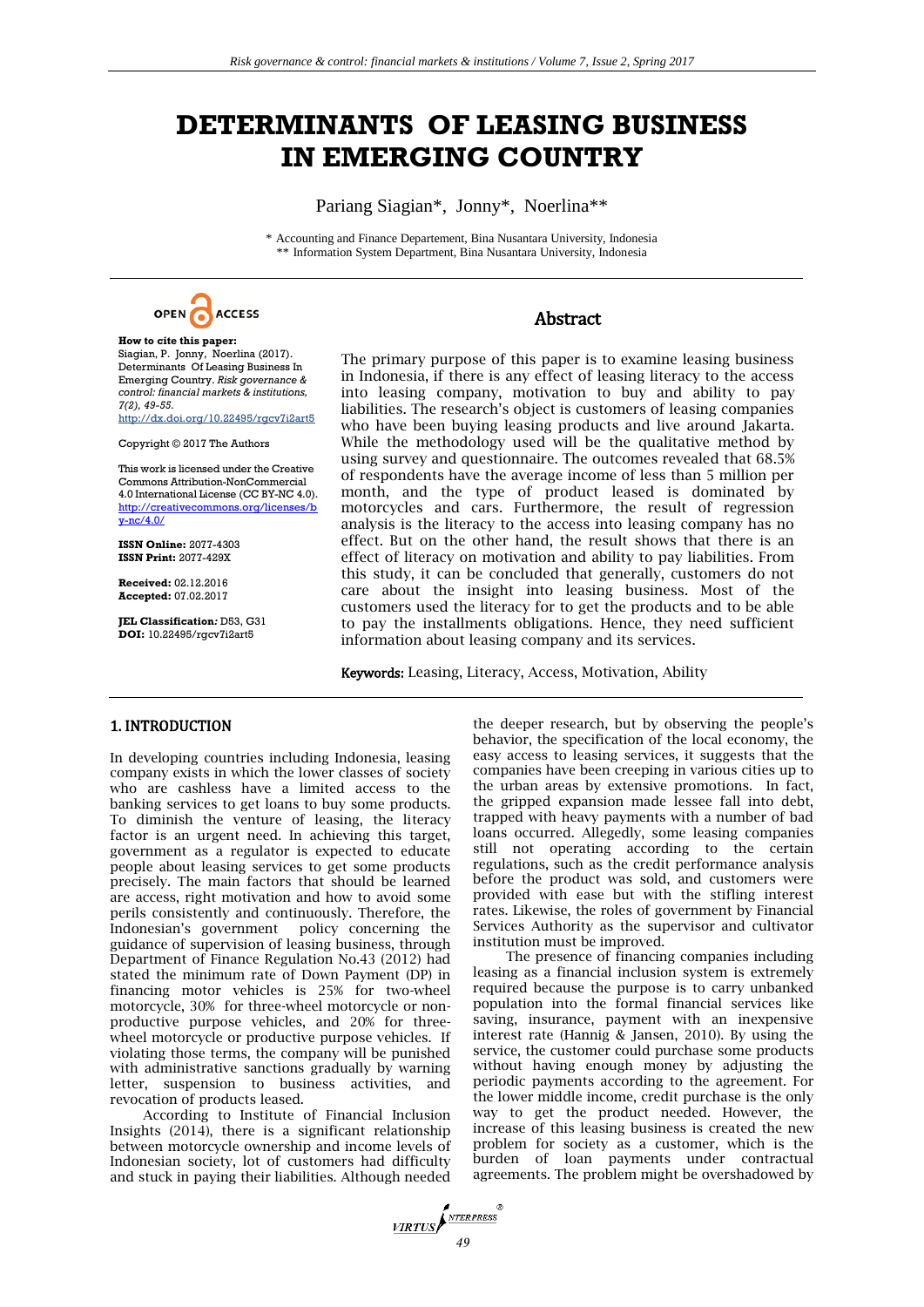# DETERMINANTS OF LEASING BUSINESS IN EMERGING COUNTRY

Pariang Siagian*, Jonny*, Noerlina**

\* Accounting and Finance Departement, Bina Nusantara University, Indonesia
\*\* Information System Department, Bina Nusantara University, Indonesia

OPEN ACCESS

**How to cite this paper:**
Siagian, P. Jonny, Noerlina (2017). Determinants Of Leasing Business In Emerging Country. *Risk governance & control: financial markets & institutions, 7(2), 49-55.*
http://dx.doi.org/10.22495/rgcv7i2art5

Copyright © 2017 The Authors

This work is licensed under the Creative Commons Attribution-NonCommercial 4.0 International License (CC BY-NC 4.0).
http://creativecommons.org/licenses/by-nc/4.0/

**ISSN Online:** 2077-4303
**ISSN Print:** 2077-429X

**Received:** 02.12.2016
**Accepted:** 07.02.2017

**JEL Classification:** D53, G31
**DOI:** 10.22495/rgcv7i2art5

## Abstract

The primary purpose of this paper is to examine leasing business in Indonesia, if there is any effect of leasing literacy to the access into leasing company, motivation to buy and ability to pay liabilities. The research's object is customers of leasing companies who have been buying leasing products and live around Jakarta. While the methodology used will be the qualitative method by using survey and questionnaire. The outcomes revealed that 68.5% of respondents have the average income of less than 5 million per month, and the type of product leased is dominated by motorcycles and cars. Furthermore, the result of regression analysis is the literacy to the access into leasing company has no effect. But on the other hand, the result shows that there is an effect of literacy on motivation and ability to pay liabilities. From this study, it can be concluded that generally, customers do not care about the insight into leasing business. Most of the customers used the literacy for to get the products and to be able to pay the installments obligations. Hence, they need sufficient information about leasing company and its services.

**Keywords:** Leasing, Literacy, Access, Motivation, Ability

## 1. INTRODUCTION

In developing countries including Indonesia, leasing company exists in which the lower classes of society who are cashless have a limited access to the banking services to get loans to buy some products. To diminish the venture of leasing, the literacy factor is an urgent need. In achieving this target, government as a regulator is expected to educate people about leasing services to get some products precisely. The main factors that should be learned are access, right motivation and how to avoid some perils consistently and continuously. Therefore, the Indonesian's government policy concerning the guidance of supervision of leasing business, through Department of Finance Regulation No.43 (2012) had stated the minimum rate of Down Payment (DP) in financing motor vehicles is 25% for two-wheel motorcycle, 30% for three-wheel motorcycle or non-productive purpose vehicles, and 20% for three-wheel motorcycle or productive purpose vehicles. If violating those terms, the company will be punished with administrative sanctions gradually by warning letter, suspension to business activities, and revocation of products leased.

According to Institute of Financial Inclusion Insights (2014), there is a significant relationship between motorcycle ownership and income levels of Indonesian society, lot of customers had difficulty and stuck in paying their liabilities. Although needed the deeper research, but by observing the people's behavior, the specification of the local economy, the easy access to leasing services, it suggests that the companies have been creeping in various cities up to the urban areas by extensive promotions. In fact, the gripped expansion made lessee fall into debt, trapped with heavy payments with a number of bad loans occurred. Allegedly, some leasing companies still not operating according to the certain regulations, such as the credit performance analysis before the product was sold, and customers were provided with ease but with the stifling interest rates. Likewise, the roles of government by Financial Services Authority as the supervisor and cultivator institution must be improved.

The presence of financing companies including leasing as a financial inclusion system is extremely required because the purpose is to carry unbanked population into the formal financial services like saving, insurance, payment with an inexpensive interest rate (Hannig & Jansen, 2010). By using the service, the customer could purchase some products without having enough money by adjusting the periodic payments according to the agreement. For the lower middle income, credit purchase is the only way to get the product needed. However, the increase of this leasing business is created the new problem for society as a customer, which is the burden of loan payments under contractual agreements. The problem might be overshadowed by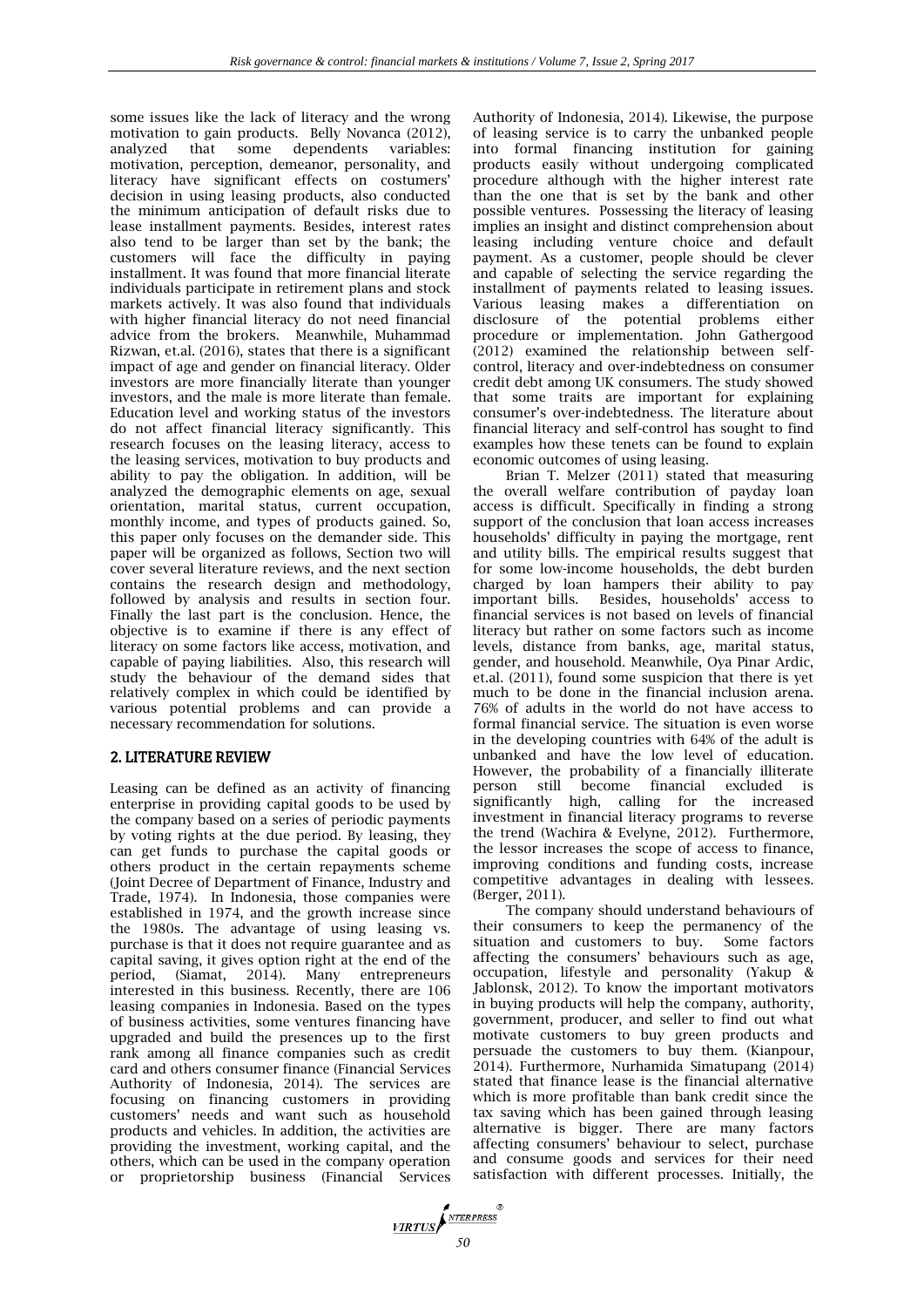some issues like the lack of literacy and the wrong motivation to gain products. Belly Novanca (2012), analyzed that some dependents variables: motivation, perception, demeanor, personality, and literacy have significant effects on costumers' decision in using leasing products, also conducted the minimum anticipation of default risks due to lease installment payments. Besides, interest rates also tend to be larger than set by the bank; the customers will face the difficulty in paying installment. It was found that more financial literate individuals participate in retirement plans and stock markets actively. It was also found that individuals with higher financial literacy do not need financial advice from the brokers. Meanwhile, Muhammad Rizwan, et.al. (2016), states that there is a significant impact of age and gender on financial literacy. Older investors are more financially literate than younger investors, and the male is more literate than female. Education level and working status of the investors do not affect financial literacy significantly. This research focuses on the leasing literacy, access to the leasing services, motivation to buy products and ability to pay the obligation. In addition, will be analyzed the demographic elements on age, sexual orientation, marital status, current occupation, monthly income, and types of products gained. So, this paper only focuses on the demander side. This paper will be organized as follows, Section two will cover several literature reviews, and the next section contains the research design and methodology, followed by analysis and results in section four. Finally the last part is the conclusion. Hence, the objective is to examine if there is any effect of literacy on some factors like access, motivation, and capable of paying liabilities. Also, this research will study the behaviour of the demand sides that relatively complex in which could be identified by various potential problems and can provide a necessary recommendation for solutions.

## 2. LITERATURE REVIEW

Leasing can be defined as an activity of financing enterprise in providing capital goods to be used by the company based on a series of periodic payments by voting rights at the due period. By leasing, they can get funds to purchase the capital goods or others product in the certain repayments scheme (Joint Decree of Department of Finance, Industry and Trade, 1974). In Indonesia, those companies were established in 1974, and the growth increase since the 1980s. The advantage of using leasing vs. purchase is that it does not require guarantee and as capital saving, it gives option right at the end of the period, (Siamat, 2014). Many entrepreneurs interested in this business. Recently, there are 106 leasing companies in Indonesia. Based on the types of business activities, some ventures financing have upgraded and build the presences up to the first rank among all finance companies such as credit card and others consumer finance (Financial Services Authority of Indonesia, 2014). The services are focusing on financing customers in providing customers' needs and want such as household products and vehicles. In addition, the activities are providing the investment, working capital, and the others, which can be used in the company operation or proprietorship business (Financial Services Authority of Indonesia, 2014). Likewise, the purpose of leasing service is to carry the unbanked people into formal financing institution for gaining products easily without undergoing complicated procedure although with the higher interest rate than the one that is set by the bank and other possible ventures. Possessing the literacy of leasing implies an insight and distinct comprehension about leasing including venture choice and default payment. As a customer, people should be clever and capable of selecting the service regarding the installment of payments related to leasing issues. Various leasing makes a differentiation on disclosure of the potential problems either procedure or implementation. John Gathergood (2012) examined the relationship between self-control, literacy and over-indebtedness on consumer credit debt among UK consumers. The study showed that some traits are important for explaining consumer's over-indebtedness. The literature about financial literacy and self-control has sought to find examples how these tenets can be found to explain economic outcomes of using leasing.

Brian T. Melzer (2011) stated that measuring the overall welfare contribution of payday loan access is difficult. Specifically in finding a strong support of the conclusion that loan access increases households' difficulty in paying the mortgage, rent and utility bills. The empirical results suggest that for some low-income households, the debt burden charged by loan hampers their ability to pay important bills. Besides, households' access to financial services is not based on levels of financial literacy but rather on some factors such as income levels, distance from banks, age, marital status, gender, and household. Meanwhile, Oya Pinar Ardic, et.al. (2011), found some suspicion that there is yet much to be done in the financial inclusion arena. 76% of adults in the world do not have access to formal financial service. The situation is even worse in the developing countries with 64% of the adult is unbanked and have the low level of education. However, the probability of a financially illiterate person still become financial excluded is significantly high, calling for the increased investment in financial literacy programs to reverse the trend (Wachira & Evelyne, 2012). Furthermore, the lessor increases the scope of access to finance, improving conditions and funding costs, increase competitive advantages in dealing with lessees. (Berger, 2011).

The company should understand behaviours of their consumers to keep the permanency of the situation and customers to buy. Some factors affecting the consumers' behaviours such as age, occupation, lifestyle and personality (Yakup & Jablonsk, 2012). To know the important motivators in buying products will help the company, authority, government, producer, and seller to find out what motivate customers to buy green products and persuade the customers to buy them. (Kianpour, 2014). Furthermore, Nurhamida Simatupang (2014) stated that finance lease is the financial alternative which is more profitable than bank credit since the tax saving which has been gained through leasing alternative is bigger. There are many factors affecting consumers' behaviour to select, purchase and consume goods and services for their need satisfaction with different processes. Initially, the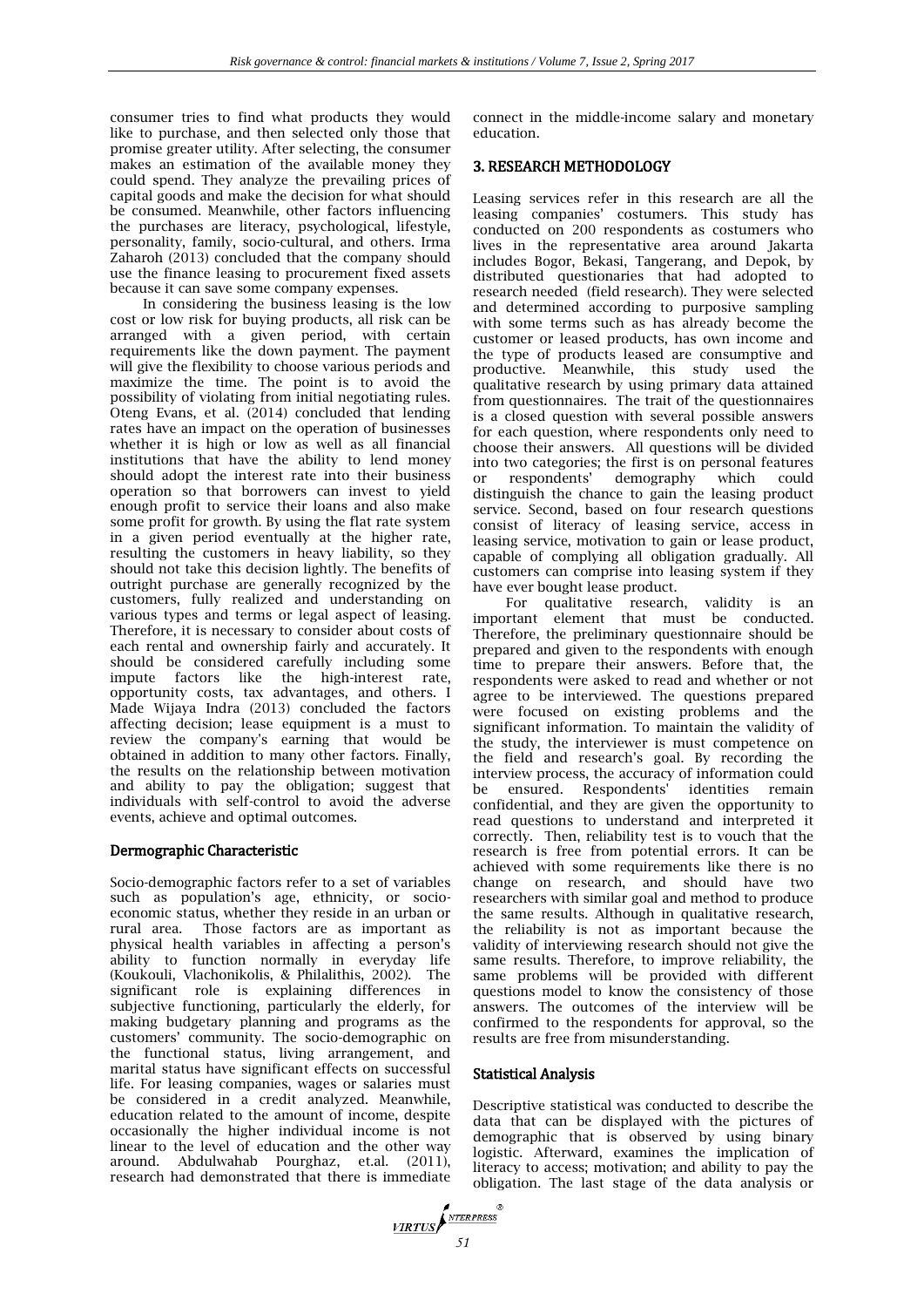consumer tries to find what products they would like to purchase, and then selected only those that promise greater utility. After selecting, the consumer makes an estimation of the available money they could spend. They analyze the prevailing prices of capital goods and make the decision for what should be consumed. Meanwhile, other factors influencing the purchases are literacy, psychological, lifestyle, personality, family, socio-cultural, and others. Irma Zaharoh (2013) concluded that the company should use the finance leasing to procurement fixed assets because it can save some company expenses.

In considering the business leasing is the low cost or low risk for buying products, all risk can be arranged with a given period, with certain requirements like the down payment. The payment will give the flexibility to choose various periods and maximize the time. The point is to avoid the possibility of violating from initial negotiating rules. Oteng Evans, et al. (2014) concluded that lending rates have an impact on the operation of businesses whether it is high or low as well as all financial institutions that have the ability to lend money should adopt the interest rate into their business operation so that borrowers can invest to yield enough profit to service their loans and also make some profit for growth. By using the flat rate system in a given period eventually at the higher rate, resulting the customers in heavy liability, so they should not take this decision lightly. The benefits of outright purchase are generally recognized by the customers, fully realized and understanding on various types and terms or legal aspect of leasing. Therefore, it is necessary to consider about costs of each rental and ownership fairly and accurately. It should be considered carefully including some impute factors like the high-interest rate, opportunity costs, tax advantages, and others. I Made Wijaya Indra (2013) concluded the factors affecting decision; lease equipment is a must to review the company's earning that would be obtained in addition to many other factors. Finally, the results on the relationship between motivation and ability to pay the obligation; suggest that individuals with self-control to avoid the adverse events, achieve and optimal outcomes.

## Dermographic Characteristic

Socio-demographic factors refer to a set of variables such as population's age, ethnicity, or socio-economic status, whether they reside in an urban or rural area. Those factors are as important as physical health variables in affecting a person's ability to function normally in everyday life (Koukouli, Vlachonikolis, & Philalithis, 2002). The significant role is explaining differences in subjective functioning, particularly the elderly, for making budgetary planning and programs as the customers' community. The socio-demographic on the functional status, living arrangement, and marital status have significant effects on successful life. For leasing companies, wages or salaries must be considered in a credit analyzed. Meanwhile, education related to the amount of income, despite occasionally the higher individual income is not linear to the level of education and the other way around. Abdulwahab Pourghaz, et.al. (2011), research had demonstrated that there is immediate connect in the middle-income salary and monetary education.

## 3. RESEARCH METHODOLOGY

Leasing services refer in this research are all the leasing companies' costumers. This study has conducted on 200 respondents as costumers who lives in the representative area around Jakarta includes Bogor, Bekasi, Tangerang, and Depok, by distributed questionaries that had adopted to research needed (field research). They were selected and determined according to purposive sampling with some terms such as has already become the customer or leased products, has own income and the type of products leased are consumptive and productive. Meanwhile, this study used the qualitative research by using primary data attained from questionnaires. The trait of the questionnaires is a closed question with several possible answers for each question, where respondents only need to choose their answers. All questions will be divided into two categories; the first is on personal features or respondents' demography which could distinguish the chance to gain the leasing product service. Second, based on four research questions consist of literacy of leasing service, access in leasing service, motivation to gain or lease product, capable of complying all obligation gradually. All customers can comprise into leasing system if they have ever bought lease product.

For qualitative research, validity is an important element that must be conducted. Therefore, the preliminary questionnaire should be prepared and given to the respondents with enough time to prepare their answers. Before that, the respondents were asked to read and whether or not agree to be interviewed. The questions prepared were focused on existing problems and the significant information. To maintain the validity of the study, the interviewer is must competence on the field and research's goal. By recording the interview process, the accuracy of information could be ensured. Respondents' identities remain confidential, and they are given the opportunity to read questions to understand and interpreted it correctly. Then, reliability test is to vouch that the research is free from potential errors. It can be achieved with some requirements like there is no change on research, and should have two researchers with similar goal and method to produce the same results. Although in qualitative research, the reliability is not as important because the validity of interviewing research should not give the same results. Therefore, to improve reliability, the same problems will be provided with different questions model to know the consistency of those answers. The outcomes of the interview will be confirmed to the respondents for approval, so the results are free from misunderstanding.

## Statistical Analysis

Descriptive statistical was conducted to describe the data that can be displayed with the pictures of demographic that is observed by using binary logistic. Afterward, examines the implication of literacy to access; motivation; and ability to pay the obligation. The last stage of the data analysis or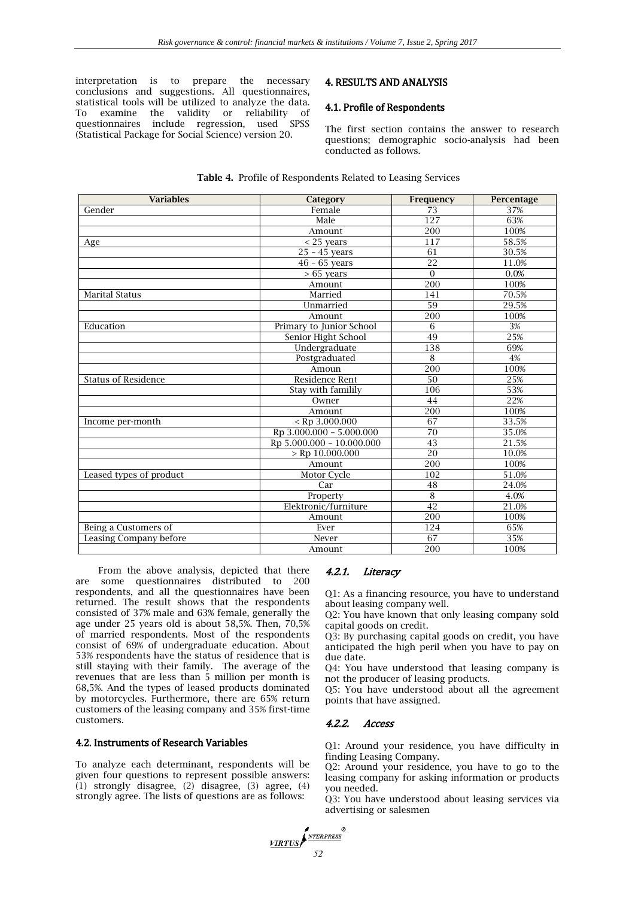interpretation is to prepare the necessary conclusions and suggestions. All questionnaires, statistical tools will be utilized to analyze the data. To examine the validity or reliability of questionnaires include regression, used SPSS (Statistical Package for Social Science) version 20.

## 4. RESULTS AND ANALYSIS

### 4.1. Profile of Respondents

The first section contains the answer to research questions; demographic socio-analysis had been conducted as follows.

**Table 4.** Profile of Respondents Related to Leasing Services

| Variables | Category | Frequency | Percentage |
|---|---|---|---|
| Gender | Female | 73 | 37% |
| | Male | 127 | 63% |
| | Amount | 200 | 100% |
| Age | < 25 years | 117 | 58.5% |
| | 25 – 45 years | 61 | 30.5% |
| | 46 – 65 years | 22 | 11.0% |
| | > 65 years | 0 | 0.0% |
| | Amount | 200 | 100% |
| Marital Status | Married | 141 | 70.5% |
| | Unmarried | 59 | 29.5% |
| | Amount | 200 | 100% |
| Education | Primary to Junior School | 6 | 3% |
| | Senior Hight School | 49 | 25% |
| | Undergraduate | 138 | 69% |
| | Postgraduated | 8 | 4% |
| | Amoun | 200 | 100% |
| Status of Residence | Residence Rent | 50 | 25% |
| | Stay with familily | 106 | 53% |
| | Owner | 44 | 22% |
| | Amount | 200 | 100% |
| Income per-month | < Rp 3.000.000 | 67 | 33.5% |
| | Rp 3.000.000 – 5.000.000 | 70 | 35.0% |
| | Rp 5.000.000 – 10.000.000 | 43 | 21.5% |
| | > Rp 10.000.000 | 20 | 10.0% |
| | Amount | 200 | 100% |
| Leased types of product | Motor Cycle | 102 | 51.0% |
| | Car | 48 | 24.0% |
| | Property | 8 | 4.0% |
| | Elektronic/furniture | 42 | 21.0% |
| | Amount | 200 | 100% |
| Being a Customers of | Ever | 124 | 65% |
| Leasing Company before | Never | 67 | 35% |
| | Amount | 200 | 100% |

From the above analysis, depicted that there are some questionnaires distributed to 200 respondents, and all the questionnaires have been returned. The result shows that the respondents consisted of 37% male and 63% female, generally the age under 25 years old is about 58,5%. Then, 70,5% of married respondents. Most of the respondents consist of 69% of undergraduate education. About 53% respondents have the status of residence that is still staying with their family. The average of the revenues that are less than 5 million per month is 68,5%. And the types of leased products dominated by motorcycles. Furthermore, there are 65% return customers of the leasing company and 35% first-time customers.

### 4.2. Instruments of Research Variables

To analyze each determinant, respondents will be given four questions to represent possible answers: (1) strongly disagree, (2) disagree, (3) agree, (4) strongly agree. The lists of questions are as follows:

#### 4.2.1. *Literacy*

Q1: As a financing resource, you have to understand about leasing company well.
Q2: You have known that only leasing company sold capital goods on credit.
Q3: By purchasing capital goods on credit, you have anticipated the high peril when you have to pay on due date.
Q4: You have understood that leasing company is not the producer of leasing products.
Q5: You have understood about all the agreement points that have assigned.

#### 4.2.2. *Access*

Q1: Around your residence, you have difficulty in finding Leasing Company.
Q2: Around your residence, you have to go to the leasing company for asking information or products you needed.
Q3: You have understood about leasing services via advertising or salesmen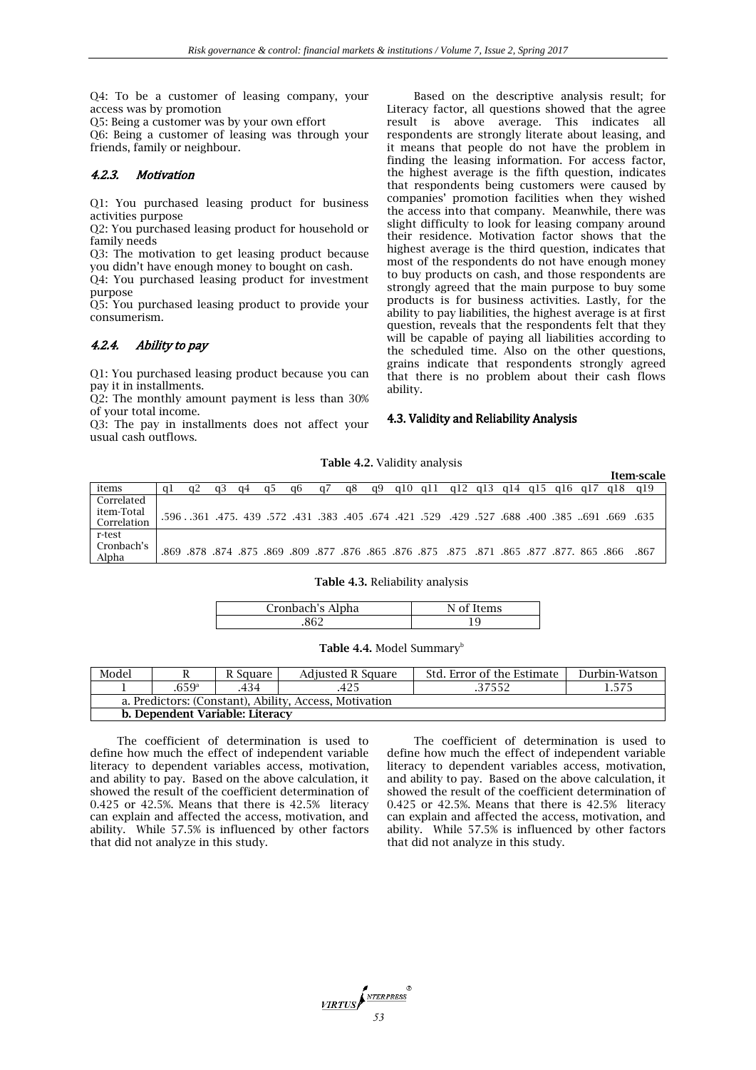Q4: To be a customer of leasing company, your access was by promotion

Q5: Being a customer was by your own effort

Q6: Being a customer of leasing was through your friends, family or neighbour.

#### *4.2.3. Motivation*

Q1: You purchased leasing product for business activities purpose

Q2: You purchased leasing product for household or family needs

Q3: The motivation to get leasing product because you didn't have enough money to bought on cash.

Q4: You purchased leasing product for investment purpose

Q5: You purchased leasing product to provide your consumerism.

#### *4.2.4. Ability to pay*

Q1: You purchased leasing product because you can pay it in installments.

Q2: The monthly amount payment is less than 30% of your total income.

Q3: The pay in installments does not affect your usual cash outflows.

Based on the descriptive analysis result; for Literacy factor, all questions showed that the agree result is above average. This indicates all respondents are strongly literate about leasing, and it means that people do not have the problem in finding the leasing information. For access factor, the highest average is the fifth question, indicates that respondents being customers were caused by companies' promotion facilities when they wished the access into that company. Meanwhile, there was slight difficulty to look for leasing company around their residence. Motivation factor shows that the highest average is the third question, indicates that most of the respondents do not have enough money to buy products on cash, and those respondents are strongly agreed that the main purpose to buy some products is for business activities. Lastly, for the ability to pay liabilities, the highest average is at first question, reveals that the respondents felt that they will be capable of paying all liabilities according to the scheduled time. Also on the other questions, grains indicate that respondents strongly agreed that there is no problem about their cash flows ability.

### 4.3. Validity and Reliability Analysis

**Table 4.2.** Validity analysis

**Item-scale**

| items | q1 | q2 | q3 | q4 | q5 | q6 | q7 | q8 | q9 | q10 | q11 | q12 | q13 | q14 | q15 | q16 | q17 | q18 | q19 |
|---|---|---|---|---|---|---|---|---|---|---|---|---|---|---|---|---|---|---|---|
| Correlated item-Total Correlation | .596 . | .361 | .475. | 439 | .572 | .431 | .383 | .405 | .674 | .421 | .529 | .429 | .527 | .688 | .400 | .385 . | .691 | .669 | .635 |
| r-test Cronbach's Alpha | .869 | .878 | .874 | .875 | .869 | .809 | .877 | .876 | .865 | .876 | .875 | .875 | .871 | .865 | .877 | .877. | 865 | .866 | .867 |

**Table 4.3.** Reliability analysis

| Cronbach's Alpha | N of Items |
|---|---|
| .862 | 19 |

**Table 4.4.** Model Summary[b]

| Model | R | R Square | Adjusted R Square | Std. Error of the Estimate | Durbin-Watson |
|---|---|---|---|---|---|
| 1 | .659[a] | .434 | .425 | .37552 | 1.575 |
| a. Predictors: (Constant), Ability, Access, Motivation | | | | | |
| **b. Dependent Variable: Literacy** | | | | | |

The coefficient of determination is used to define how much the effect of independent variable literacy to dependent variables access, motivation, and ability to pay. Based on the above calculation, it showed the result of the coefficient determination of 0.425 or 42.5%. Means that there is 42.5% literacy can explain and affected the access, motivation, and ability. While 57.5% is influenced by other factors that did not analyze in this study.

The coefficient of determination is used to define how much the effect of independent variable literacy to dependent variables access, motivation, and ability to pay. Based on the above calculation, it showed the result of the coefficient determination of 0.425 or 42.5%. Means that there is 42.5% literacy can explain and affected the access, motivation, and ability. While 57.5% is influenced by other factors that did not analyze in this study.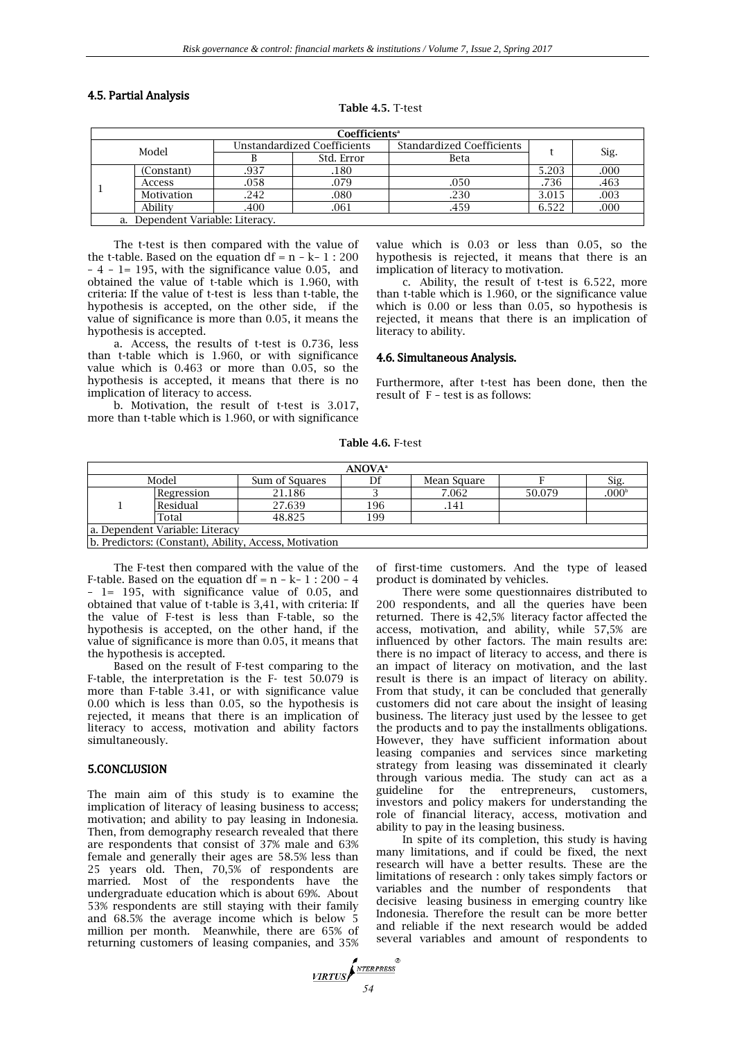### 4.5. Partial Analysis

**Table 4.5.** T-test

| Coefficients[a] | | | | | | |
|---|---|---|---|---|---|---|
| Model | | Unstandardized Coefficients | | Standardized Coefficients | t | Sig. |
| | | B | Std. Error | Beta | | |
| 1 | (Constant) | .937 | .180 | | 5.203 | .000 |
| | Access | .058 | .079 | .050 | .736 | .463 |
| | Motivation | .242 | .080 | .230 | 3.015 | .003 |
| | Ability | .400 | .061 | .459 | 6.522 | .000 |

a. Dependent Variable: Literacy.

The t-test is then compared with the value of the t-table. Based on the equation df = n – k– 1 : 200 – 4 – 1= 195, with the significance value 0.05, and obtained the value of t-table which is 1.960, with criteria: If the value of t-test is less than t-table, the hypothesis is accepted, on the other side, if the value of significance is more than 0.05, it means the hypothesis is accepted.

a. Access, the results of t-test is 0.736, less than t-table which is 1.960, or with significance value which is 0.463 or more than 0.05, so the hypothesis is accepted, it means that there is no implication of literacy to access.

b. Motivation, the result of t-test is 3.017, more than t-table which is 1.960, or with significance value which is 0.03 or less than 0.05, so the hypothesis is rejected, it means that there is an implication of literacy to motivation.

c. Ability, the result of t-test is 6.522, more than t-table which is 1.960, or the significance value which is 0.00 or less than 0.05, so hypothesis is rejected, it means that there is an implication of literacy to ability.

### 4.6. Simultaneous Analysis.

Furthermore, after t-test has been done, then the result of F – test is as follows:

**Table 4.6.** F-test

| ANOVA[a] | | | | | | |
|---|---|---|---|---|---|---|
| Model | | Sum of Squares | Df | Mean Square | F | Sig. |
| 1 | Regression | 21.186 | 3 | 7.062 | 50.079 | .000[b] |
| | Residual | 27.639 | 196 | .141 | | |
| | Total | 48.825 | 199 | | | |

a. Dependent Variable: Literacy

b. Predictors: (Constant), Ability, Access, Motivation

The F-test then compared with the value of the F-table. Based on the equation df = n – k– 1 : 200 – 4 – 1= 195, with significance value of 0.05, and obtained that value of t-table is 3,41, with criteria: If the value of F-test is less than F-table, so the hypothesis is accepted, on the other hand, if the value of significance is more than 0.05, it means that the hypothesis is accepted.

Based on the result of F-test comparing to the F-table, the interpretation is the F- test 50.079 is more than F-table 3.41, or with significance value 0.00 which is less than 0.05, so the hypothesis is rejected, it means that there is an implication of literacy to access, motivation and ability factors simultaneously.

## 5.CONCLUSION

The main aim of this study is to examine the implication of literacy of leasing business to access; motivation; and ability to pay leasing in Indonesia. Then, from demography research revealed that there are respondents that consist of 37% male and 63% female and generally their ages are 58.5% less than 25 years old. Then, 70,5% of respondents are married. Most of the respondents have the undergraduate education which is about 69%. About 53% respondents are still staying with their family and 68.5% the average income which is below 5 million per month. Meanwhile, there are 65% of returning customers of leasing companies, and 35% of first-time customers. And the type of leased product is dominated by vehicles.

There were some questionnaires distributed to 200 respondents, and all the queries have been returned. There is 42,5% literacy factor affected the access, motivation, and ability, while 57,5% are influenced by other factors. The main results are: there is no impact of literacy to access, and there is an impact of literacy on motivation, and the last result is there is an impact of literacy on ability. From that study, it can be concluded that generally customers did not care about the insight of leasing business. The literacy just used by the lessee to get the products and to pay the installments obligations. However, they have sufficient information about leasing companies and services since marketing strategy from leasing was disseminated it clearly through various media. The study can act as a guideline for the entrepreneurs, customers, investors and policy makers for understanding the role of financial literacy, access, motivation and ability to pay in the leasing business.

In spite of its completion, this study is having many limitations, and if could be fixed, the next research will have a better results. These are the limitations of research : only takes simply factors or variables and the number of respondents that decisive leasing business in emerging country like Indonesia. Therefore the result can be more better and reliable if the next research would be added several variables and amount of respondents to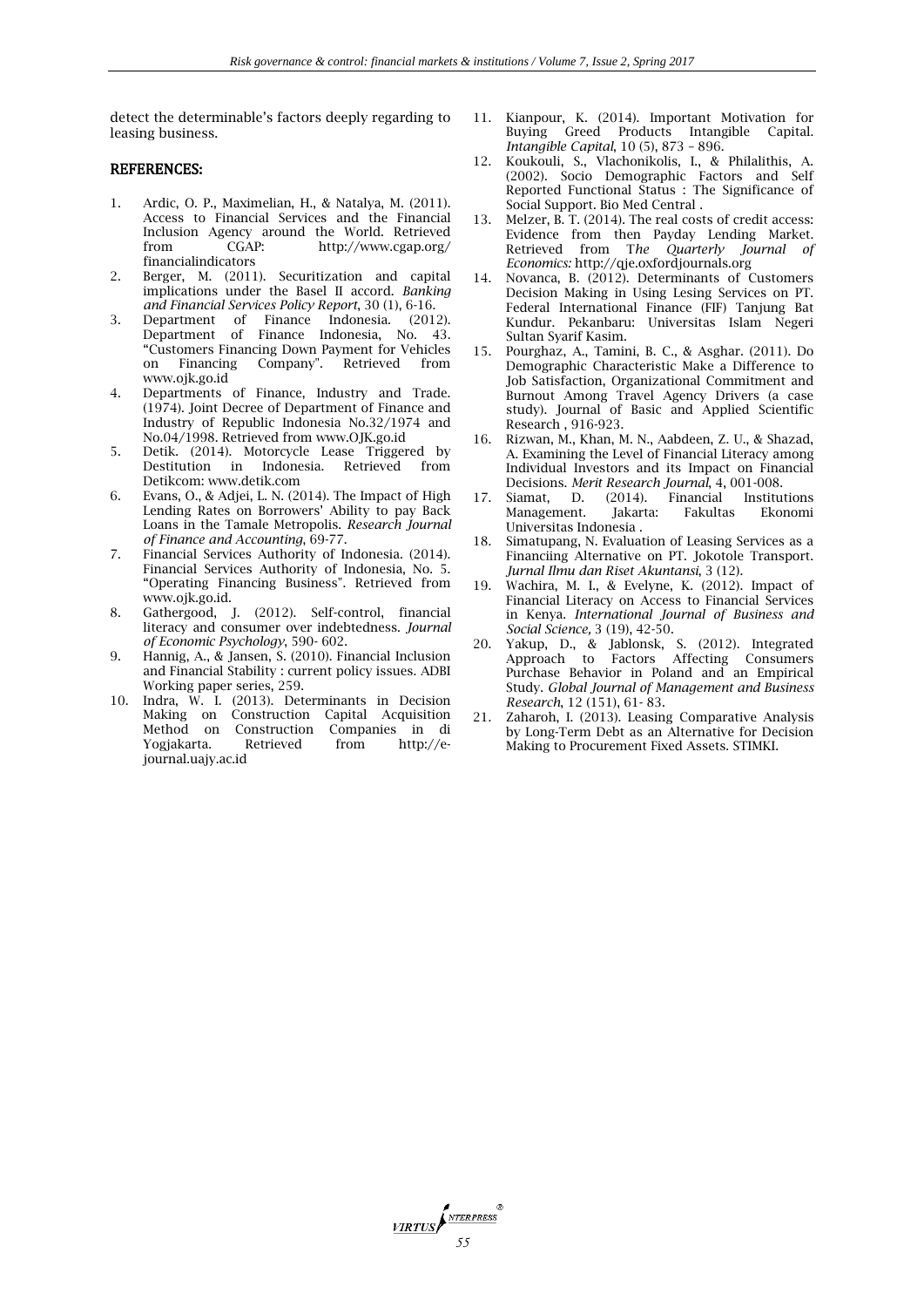detect the determinable's factors deeply regarding to leasing business.

## REFERENCES:

1. Ardic, O. P., Maximelian, H., & Natalya, M. (2011). Access to Financial Services and the Financial Inclusion Agency around the World. Retrieved from CGAP: http://www.cgap.org/financialindicators
2. Berger, M. (2011). Securitization and capital implications under the Basel II accord. *Banking and Financial Services Policy Report*, 30 (1), 6-16.
3. Department of Finance Indonesia. (2012). Department of Finance Indonesia, No. 43. "Customers Financing Down Payment for Vehicles on Financing Company". Retrieved from www.ojk.go.id
4. Departments of Finance, Industry and Trade. (1974). Joint Decree of Department of Finance and Industry of Republic Indonesia No.32/1974 and No.04/1998. Retrieved from www.OJK.go.id
5. Detik. (2014). Motorcycle Lease Triggered by Destitution in Indonesia. Retrieved from Detikcom: www.detik.com
6. Evans, O., & Adjei, L. N. (2014). The Impact of High Lending Rates on Borrowers' Ability to pay Back Loans in the Tamale Metropolis. *Research Journal of Finance and Accounting*, 69-77.
7. Financial Services Authority of Indonesia. (2014). Financial Services Authority of Indonesia, No. 5. "Operating Financing Business". Retrieved from www.ojk.go.id.
8. Gathergood, J. (2012). Self-control, financial literacy and consumer over indebtedness. *Journal of Economic Psychology*, 590- 602.
9. Hannig, A., & Jansen, S. (2010). Financial Inclusion and Financial Stability : current policy issues. ADBI Working paper series, 259.
10. Indra, W. I. (2013). Determinants in Decision Making on Construction Capital Acquisition Method on Construction Companies in di Yogjakarta. Retrieved from http://e-journal.uajy.ac.id
11. Kianpour, K. (2014). Important Motivation for Buying Greed Products Intangible Capital. *Intangible Capital*, 10 (5), 873 – 896.
12. Koukouli, S., Vlachonikolis, I., & Philalithis, A. (2002). Socio Demographic Factors and Self Reported Functional Status : The Significance of Social Support. Bio Med Central .
13. Melzer, B. T. (2014). The real costs of credit access: Evidence from then Payday Lending Market. Retrieved from T*he Quarterly Journal of Economics:* http://qje.oxfordjournals.org
14. Novanca, B. (2012). Determinants of Customers Decision Making in Using Lesing Services on PT. Federal International Finance (FIF) Tanjung Bat Kundur. Pekanbaru: Universitas Islam Negeri Sultan Syarif Kasim.
15. Pourghaz, A., Tamini, B. C., & Asghar. (2011). Do Demographic Characteristic Make a Difference to Job Satisfaction, Organizational Commitment and Burnout Among Travel Agency Drivers (a case study). Journal of Basic and Applied Scientific Research , 916-923.
16. Rizwan, M., Khan, M. N., Aabdeen, Z. U., & Shazad, A. Examining the Level of Financial Literacy among Individual Investors and its Impact on Financial Decisions. *Merit Research Journal*, 4, 001-008.
17. Siamat, D. (2014). Financial Institutions Management. Jakarta: Fakultas Ekonomi Universitas Indonesia .
18. Simatupang, N. Evaluation of Leasing Services as a Financiing Alternative on PT. Jokotole Transport. *Jurnal Ilmu dan Riset Akuntansi*, 3 (12).
19. Wachira, M. I., & Evelyne, K. (2012). Impact of Financial Literacy on Access to Financial Services in Kenya. *International Journal of Business and Social Science,* 3 (19), 42-50.
20. Yakup, D., & Jablonsk, S. (2012). Integrated Approach to Factors Affecting Consumers Purchase Behavior in Poland and an Empirical Study. *Global Journal of Management and Business Research*, 12 (151), 61- 83.
21. Zaharoh, I. (2013). Leasing Comparative Analysis by Long-Term Debt as an Alternative for Decision Making to Procurement Fixed Assets. STIMKI.